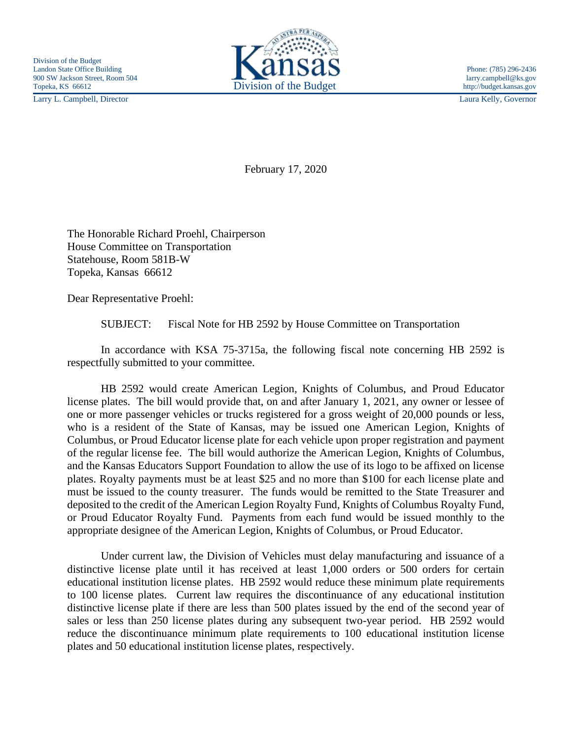Division of the Budget
Landon State Office Building
900 SW Jackson Street, Room 504
Topeka, KS 66612

Larry L. Campbell, Director

Kansas
Division of the Budget

Phone: (785) 296-2436
larry.campbell@ks.gov
http://budget.kansas.gov

Laura Kelly, Governor

February 17, 2020

The Honorable Richard Proehl, Chairperson
House Committee on Transportation
Statehouse, Room 581B-W
Topeka, Kansas 66612

Dear Representative Proehl:

SUBJECT: Fiscal Note for HB 2592 by House Committee on Transportation

In accordance with KSA 75-3715a, the following fiscal note concerning HB 2592 is respectfully submitted to your committee.

HB 2592 would create American Legion, Knights of Columbus, and Proud Educator license plates. The bill would provide that, on and after January 1, 2021, any owner or lessee of one or more passenger vehicles or trucks registered for a gross weight of 20,000 pounds or less, who is a resident of the State of Kansas, may be issued one American Legion, Knights of Columbus, or Proud Educator license plate for each vehicle upon proper registration and payment of the regular license fee. The bill would authorize the American Legion, Knights of Columbus, and the Kansas Educators Support Foundation to allow the use of its logo to be affixed on license plates. Royalty payments must be at least $25 and no more than $100 for each license plate and must be issued to the county treasurer. The funds would be remitted to the State Treasurer and deposited to the credit of the American Legion Royalty Fund, Knights of Columbus Royalty Fund, or Proud Educator Royalty Fund. Payments from each fund would be issued monthly to the appropriate designee of the American Legion, Knights of Columbus, or Proud Educator.

Under current law, the Division of Vehicles must delay manufacturing and issuance of a distinctive license plate until it has received at least 1,000 orders or 500 orders for certain educational institution license plates. HB 2592 would reduce these minimum plate requirements to 100 license plates. Current law requires the discontinuance of any educational institution distinctive license plate if there are less than 500 plates issued by the end of the second year of sales or less than 250 license plates during any subsequent two-year period. HB 2592 would reduce the discontinuance minimum plate requirements to 100 educational institution license plates and 50 educational institution license plates, respectively.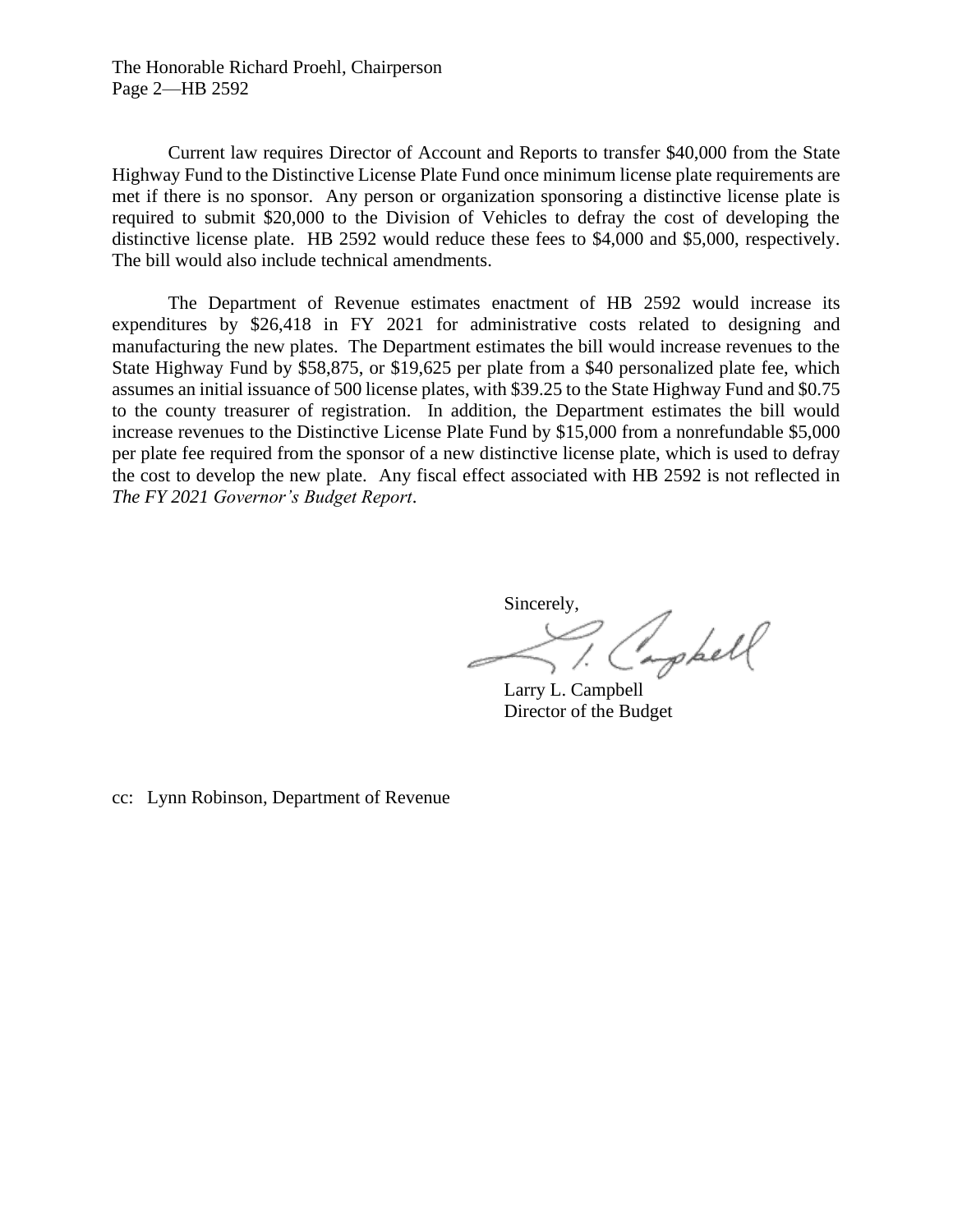Current law requires Director of Account and Reports to transfer $40,000 from the State Highway Fund to the Distinctive License Plate Fund once minimum license plate requirements are met if there is no sponsor. Any person or organization sponsoring a distinctive license plate is required to submit $20,000 to the Division of Vehicles to defray the cost of developing the distinctive license plate. HB 2592 would reduce these fees to $4,000 and $5,000, respectively. The bill would also include technical amendments.

The Department of Revenue estimates enactment of HB 2592 would increase its expenditures by $26,418 in FY 2021 for administrative costs related to designing and manufacturing the new plates. The Department estimates the bill would increase revenues to the State Highway Fund by $58,875, or $19,625 per plate from a $40 personalized plate fee, which assumes an initial issuance of 500 license plates, with $39.25 to the State Highway Fund and $0.75 to the county treasurer of registration. In addition, the Department estimates the bill would increase revenues to the Distinctive License Plate Fund by $15,000 from a nonrefundable $5,000 per plate fee required from the sponsor of a new distinctive license plate, which is used to defray the cost to develop the new plate. Any fiscal effect associated with HB 2592 is not reflected in *The FY 2021 Governor's Budget Report*.

Sincerely,

Larry L. Campbell
Director of the Budget

cc: Lynn Robinson, Department of Revenue